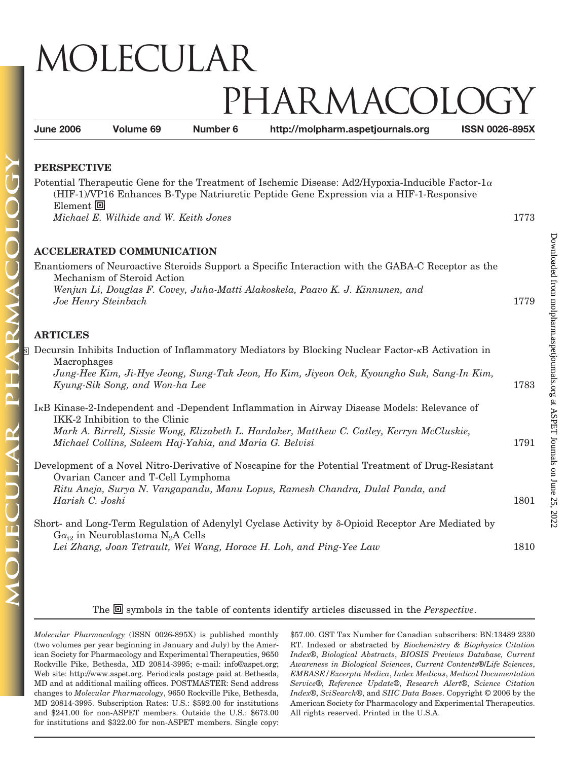# MOLECULAR PHARMACOLOGY

**June 2006** **Volume 69** **Number 6** **http://molpharm.aspetjournals.org** **ISSN 0026-895X**

## PERSPECTIVE

Potential Therapeutic Gene for the Treatment of Ischemic Disease: Ad2/Hypoxia-Inducible Factor-1$\alpha$ (HIF-1)/VP16 Enhances B-Type Natriuretic Peptide Gene Expression via a HIF-1-Responsive Element
*Michael E. Wilhide and W. Keith Jones* 1773

## ACCELERATED COMMUNICATION

Enantiomers of Neuroactive Steroids Support a Specific Interaction with the GABA-C Receptor as the Mechanism of Steroid Action
*Wenjun Li, Douglas F. Covey, Juha-Matti Alakoskela, Paavo K. J. Kinnunen, and Joe Henry Steinbach* 1779

## ARTICLES

Decursin Inhibits Induction of Inflammatory Mediators by Blocking Nuclear Factor-$\kappa$B Activation in Macrophages
*Jung-Hee Kim, Ji-Hye Jeong, Sung-Tak Jeon, Ho Kim, Jiyeon Ock, Kyoungho Suk, Sang-In Kim, Kyung-Sik Song, and Won-ha Lee* 1783

I$\kappa$B Kinase-2-Independent and -Dependent Inflammation in Airway Disease Models: Relevance of IKK-2 Inhibition to the Clinic
*Mark A. Birrell, Sissie Wong, Elizabeth L. Hardaker, Matthew C. Catley, Kerryn McCluskie, Michael Collins, Saleem Haj-Yahia, and Maria G. Belvisi* 1791

Development of a Novel Nitro-Derivative of Noscapine for the Potential Treatment of Drug-Resistant Ovarian Cancer and T-Cell Lymphoma
*Ritu Aneja, Surya N. Vangapandu, Manu Lopus, Ramesh Chandra, Dulal Panda, and Harish C. Joshi* 1801

Short- and Long-Term Regulation of Adenylyl Cyclase Activity by $\delta$-Opioid Receptor Are Mediated by $G\alpha_{i2}$ in Neuroblastoma $N_2A$ Cells
*Lei Zhang, Joan Tetrault, Wei Wang, Horace H. Loh, and Ping-Yee Law* 1810

The symbols in the table of contents identify articles discussed in the *Perspective*.

*Molecular Pharmacology* (ISSN 0026-895X) is published monthly (two volumes per year beginning in January and July) by the American Society for Pharmacology and Experimental Therapeutics, 9650 Rockville Pike, Bethesda, MD 20814-3995; e-mail: info@aspet.org; Web site: http://www.aspet.org. Periodicals postage paid at Bethesda, MD and at additional mailing offices. POSTMASTER: Send address changes to *Molecular Pharmacology*, 9650 Rockville Pike, Bethesda, MD 20814-3995. Subscription Rates: U.S.: $592.00 for institutions and $241.00 for non-ASPET members. Outside the U.S.: $673.00 for institutions and $322.00 for non-ASPET members. Single copy: $57.00. GST Tax Number for Canadian subscribers: BN:13489 2330 RT. Indexed or abstracted by *Biochemistry & Biophysics Citation Index®*, *Biological Abstracts*, *BIOSIS Previews Database*, *Current Awareness in Biological Sciences*, *Current Contents®/Life Sciences*, *EMBASE/Excerpta Medica*, *Index Medicus*, *Medical Documentation Service®*, *Reference Update®*, *Research Alert®*, *Science Citation Index®*, *SciSearch®*, and *SIIC Data Bases*. Copyright © 2006 by the American Society for Pharmacology and Experimental Therapeutics. All rights reserved. Printed in the U.S.A.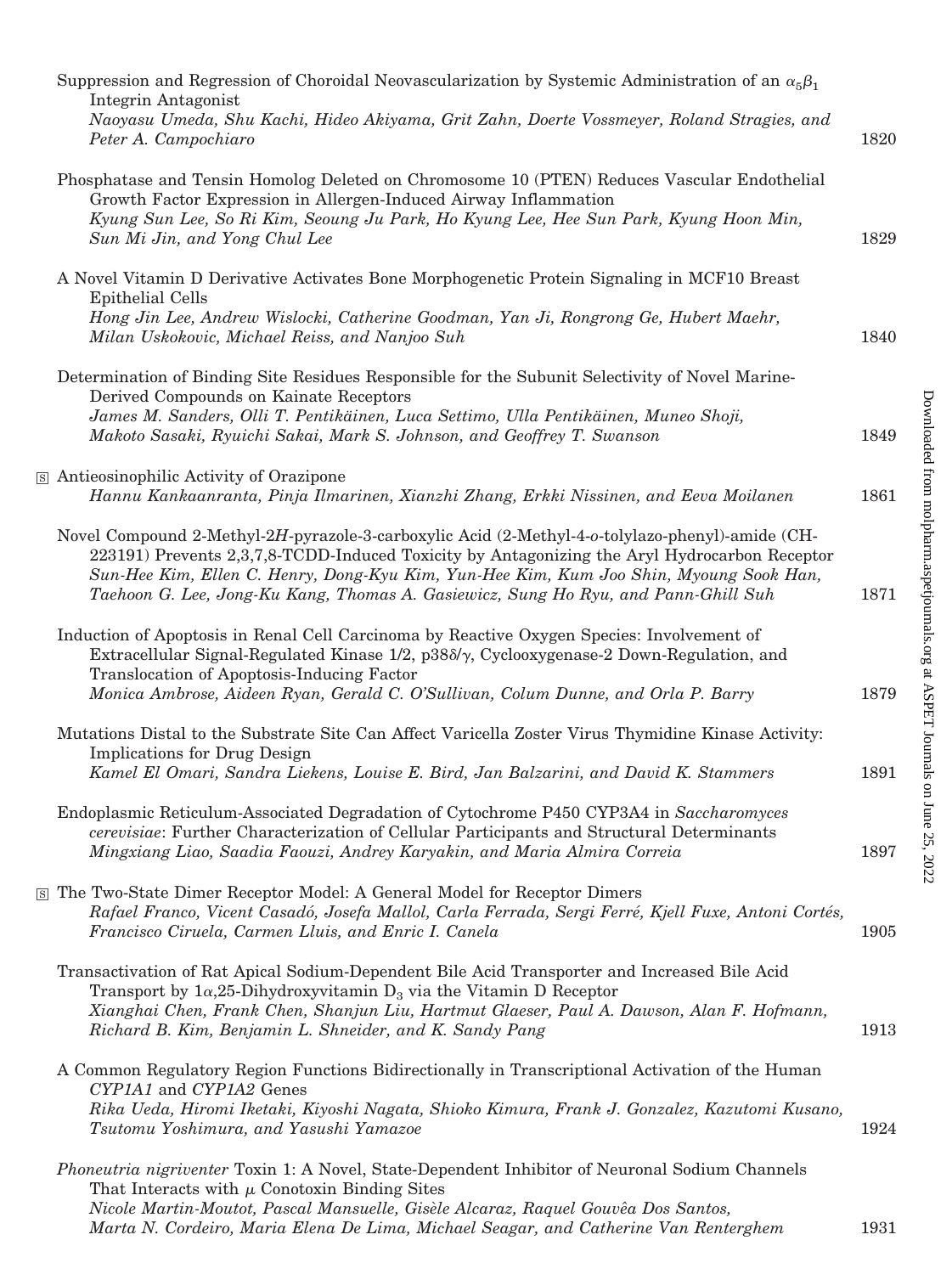Suppression and Regression of Choroidal Neovascularization by Systemic Administration of an $\alpha_5\beta_1$ Integrin Antagonist
*Naoyasu Umeda, Shu Kachi, Hideo Akiyama, Grit Zahn, Doerte Vossmeyer, Roland Stragies, and Peter A. Campochiaro* 1820

Phosphatase and Tensin Homolog Deleted on Chromosome 10 (PTEN) Reduces Vascular Endothelial Growth Factor Expression in Allergen-Induced Airway Inflammation
*Kyung Sun Lee, So Ri Kim, Seoung Ju Park, Ho Kyung Lee, Hee Sun Park, Kyung Hoon Min, Sun Mi Jin, and Yong Chul Lee* 1829

A Novel Vitamin D Derivative Activates Bone Morphogenetic Protein Signaling in MCF10 Breast Epithelial Cells
*Hong Jin Lee, Andrew Wislocki, Catherine Goodman, Yan Ji, Rongrong Ge, Hubert Maehr, Milan Uskokovic, Michael Reiss, and Nanjoo Suh* 1840

Determination of Binding Site Residues Responsible for the Subunit Selectivity of Novel Marine-Derived Compounds on Kainate Receptors
*James M. Sanders, Olli T. Pentikäinen, Luca Settimo, Ulla Pentikäinen, Muneo Shoji, Makoto Sasaki, Ryuichi Sakai, Mark S. Johnson, and Geoffrey T. Swanson* 1849

[S] Antieosinophilic Activity of Orazipone
*Hannu Kankaanranta, Pinja Ilmarinen, Xianzhi Zhang, Erkki Nissinen, and Eeva Moilanen* 1861

Novel Compound 2-Methyl-2*H*-pyrazole-3-carboxylic Acid (2-Methyl-4-*o*-tolylazo-phenyl)-amide (CH-223191) Prevents 2,3,7,8-TCDD-Induced Toxicity by Antagonizing the Aryl Hydrocarbon Receptor
*Sun-Hee Kim, Ellen C. Henry, Dong-Kyu Kim, Yun-Hee Kim, Kum Joo Shin, Myoung Sook Han, Taehoon G. Lee, Jong-Ku Kang, Thomas A. Gasiewicz, Sung Ho Ryu, and Pann-Ghill Suh* 1871

Induction of Apoptosis in Renal Cell Carcinoma by Reactive Oxygen Species: Involvement of Extracellular Signal-Regulated Kinase 1/2, p38$\delta$/$\gamma$, Cyclooxygenase-2 Down-Regulation, and Translocation of Apoptosis-Inducing Factor
*Monica Ambrose, Aideen Ryan, Gerald C. O'Sullivan, Colum Dunne, and Orla P. Barry* 1879

Mutations Distal to the Substrate Site Can Affect Varicella Zoster Virus Thymidine Kinase Activity: Implications for Drug Design
*Kamel El Omari, Sandra Liekens, Louise E. Bird, Jan Balzarini, and David K. Stammers* 1891

Endoplasmic Reticulum-Associated Degradation of Cytochrome P450 CYP3A4 in *Saccharomyces cerevisiae*: Further Characterization of Cellular Participants and Structural Determinants
*Mingxiang Liao, Saadia Faouzi, Andrey Karyakin, and Maria Almira Correia* 1897

[S] The Two-State Dimer Receptor Model: A General Model for Receptor Dimers
*Rafael Franco, Vicent Casadó, Josefa Mallol, Carla Ferrada, Sergi Ferré, Kjell Fuxe, Antoni Cortés, Francisco Ciruela, Carmen Lluis, and Enric I. Canela* 1905

Transactivation of Rat Apical Sodium-Dependent Bile Acid Transporter and Increased Bile Acid Transport by 1$\alpha$,25-Dihydroxyvitamin $D_3$ via the Vitamin D Receptor
*Xianghai Chen, Frank Chen, Shanjun Liu, Hartmut Glaeser, Paul A. Dawson, Alan F. Hofmann, Richard B. Kim, Benjamin L. Shneider, and K. Sandy Pang* 1913

A Common Regulatory Region Functions Bidirectionally in Transcriptional Activation of the Human *CYP1A1* and *CYP1A2* Genes
*Rika Ueda, Hiromi Iketaki, Kiyoshi Nagata, Shioko Kimura, Frank J. Gonzalez, Kazutomi Kusano, Tsutomu Yoshimura, and Yasushi Yamazoe* 1924

*Phoneutria nigriventer* Toxin 1: A Novel, State-Dependent Inhibitor of Neuronal Sodium Channels That Interacts with $\mu$ Conotoxin Binding Sites
*Nicole Martin-Moutot, Pascal Mansuelle, Gisèle Alcaraz, Raquel Gouvêa Dos Santos, Marta N. Cordeiro, Maria Elena De Lima, Michael Seagar, and Catherine Van Renterghem* 1931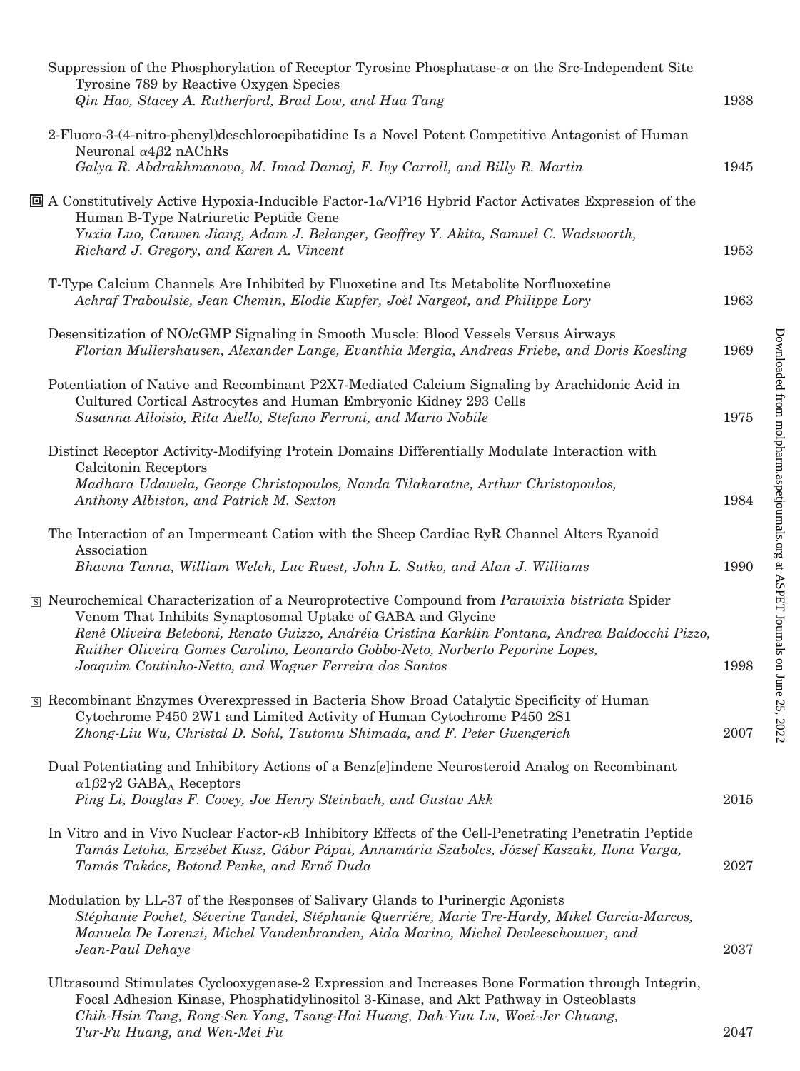Suppression of the Phosphorylation of Receptor Tyrosine Phosphatase-$\alpha$ on the Src-Independent Site Tyrosine 789 by Reactive Oxygen Species
*Qin Hao, Stacey A. Rutherford, Brad Low, and Hua Tang* 1938

2-Fluoro-3-(4-nitro-phenyl)deschloroepibatidine Is a Novel Potent Competitive Antagonist of Human Neuronal $\alpha 4\beta 2$ nAChRs
*Galya R. Abdrakhmanova, M. Imad Damaj, F. Ivy Carroll, and Billy R. Martin* 1945

A Constitutively Active Hypoxia-Inducible Factor-1$\alpha$/VP16 Hybrid Factor Activates Expression of the Human B-Type Natriuretic Peptide Gene
*Yuxia Luo, Canwen Jiang, Adam J. Belanger, Geoffrey Y. Akita, Samuel C. Wadsworth, Richard J. Gregory, and Karen A. Vincent* 1953

T-Type Calcium Channels Are Inhibited by Fluoxetine and Its Metabolite Norfluoxetine
*Achraf Traboulsie, Jean Chemin, Elodie Kupfer, Joël Nargeot, and Philippe Lory* 1963

Desensitization of NO/cGMP Signaling in Smooth Muscle: Blood Vessels Versus Airways
*Florian Mullershausen, Alexander Lange, Evanthia Mergia, Andreas Friebe, and Doris Koesling* 1969

Potentiation of Native and Recombinant P2X7-Mediated Calcium Signaling by Arachidonic Acid in Cultured Cortical Astrocytes and Human Embryonic Kidney 293 Cells
*Susanna Alloisio, Rita Aiello, Stefano Ferroni, and Mario Nobile* 1975

Distinct Receptor Activity-Modifying Protein Domains Differentially Modulate Interaction with Calcitonin Receptors
*Madhara Udawela, George Christopoulos, Nanda Tilakaratne, Arthur Christopoulos, Anthony Albiston, and Patrick M. Sexton* 1984

The Interaction of an Impermeant Cation with the Sheep Cardiac RyR Channel Alters Ryanoid Association
*Bhavna Tanna, William Welch, Luc Ruest, John L. Sutko, and Alan J. Williams* 1990

Neurochemical Characterization of a Neuroprotective Compound from *Parawixia bistriata* Spider Venom That Inhibits Synaptosomal Uptake of GABA and Glycine
*Renê Oliveira Beleboni, Renato Guizzo, Andréia Cristina Karklin Fontana, Andrea Baldocchi Pizzo, Ruither Oliveira Gomes Carolino, Leonardo Gobbo-Neto, Norberto Peporine Lopes, Joaquim Coutinho-Netto, and Wagner Ferreira dos Santos* 1998

Recombinant Enzymes Overexpressed in Bacteria Show Broad Catalytic Specificity of Human Cytochrome P450 2W1 and Limited Activity of Human Cytochrome P450 2S1
*Zhong-Liu Wu, Christal D. Sohl, Tsutomu Shimada, and F. Peter Guengerich* 2007

Dual Potentiating and Inhibitory Actions of a Benz[*e*]indene Neurosteroid Analog on Recombinant $\alpha 1\beta 2\gamma 2$ $GABA_A$ Receptors
*Ping Li, Douglas F. Covey, Joe Henry Steinbach, and Gustav Akk* 2015

In Vitro and in Vivo Nuclear Factor-$\kappa$B Inhibitory Effects of the Cell-Penetrating Penetratin Peptide
*Tamás Letoha, Erzsébet Kusz, Gábor Pápai, Annamária Szabolcs, József Kaszaki, Ilona Varga, Tamás Takács, Botond Penke, and Ernő Duda* 2027

Modulation by LL-37 of the Responses of Salivary Glands to Purinergic Agonists
*Stéphanie Pochet, Séverine Tandel, Stéphanie Querriére, Marie Tre-Hardy, Mikel Garcia-Marcos, Manuela De Lorenzi, Michel Vandenbranden, Aida Marino, Michel Devleeschouwer, and Jean-Paul Dehaye* 2037

Ultrasound Stimulates Cyclooxygenase-2 Expression and Increases Bone Formation through Integrin, Focal Adhesion Kinase, Phosphatidylinositol 3-Kinase, and Akt Pathway in Osteoblasts
*Chih-Hsin Tang, Rong-Sen Yang, Tsang-Hai Huang, Dah-Yuu Lu, Woei-Jer Chuang, Tur-Fu Huang, and Wen-Mei Fu* 2047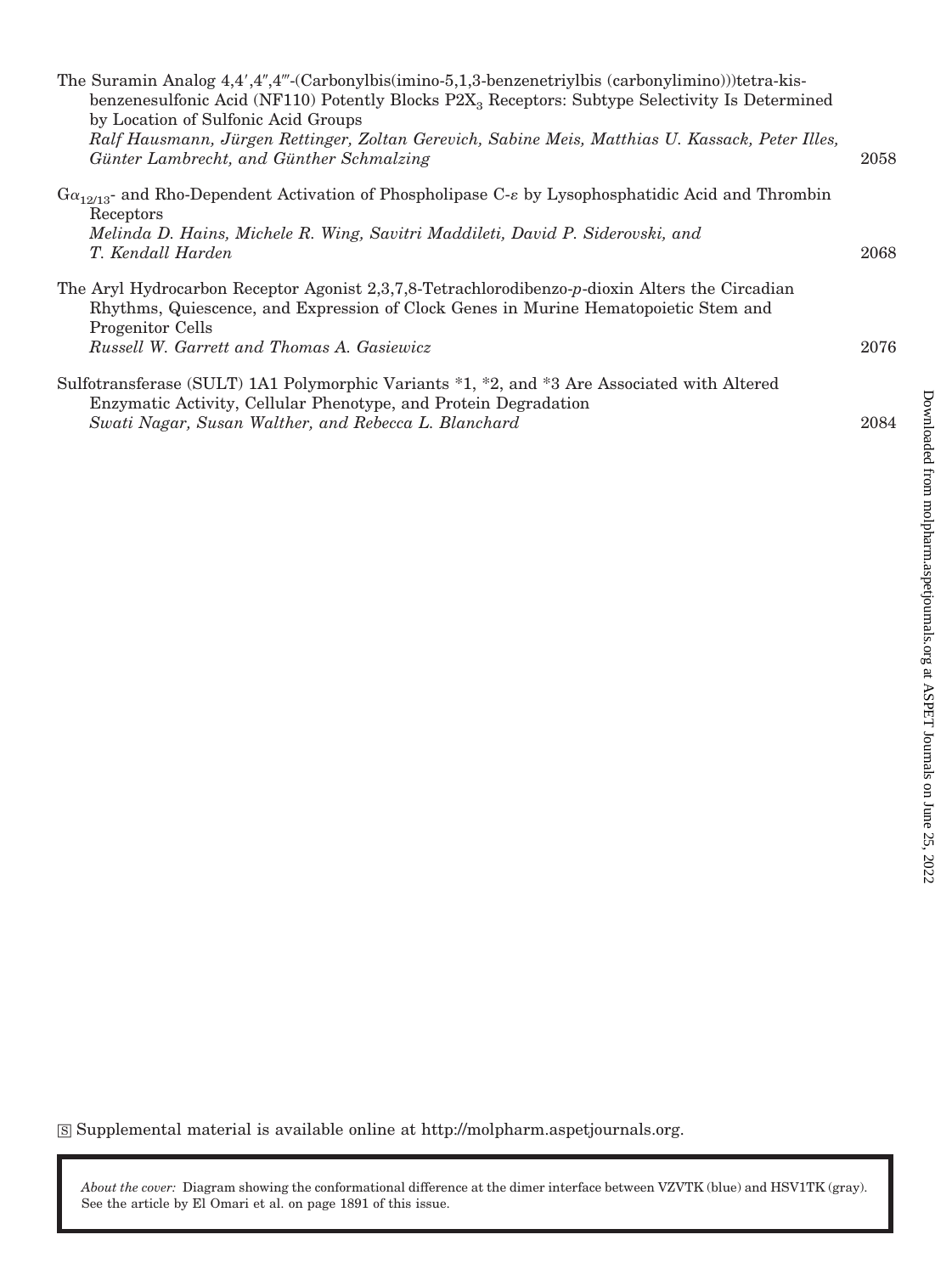The Suramin Analog 4,4′,4″,4‴-(Carbonylbis(imino-5,1,3-benzenetriylbis (carbonylimino)))tetra-kis-benzenesulfonic Acid (NF110) Potently Blocks $P2X_3$ Receptors: Subtype Selectivity Is Determined by Location of Sulfonic Acid Groups
*Ralf Hausmann, Jürgen Rettinger, Zoltan Gerevich, Sabine Meis, Matthias U. Kassack, Peter Illes, Günter Lambrecht, and Günther Schmalzing* 2058

$G\alpha_{12/13}$- and Rho-Dependent Activation of Phospholipase C-$\varepsilon$ by Lysophosphatidic Acid and Thrombin Receptors
*Melinda D. Hains, Michele R. Wing, Savitri Maddileti, David P. Siderovski, and T. Kendall Harden* 2068

The Aryl Hydrocarbon Receptor Agonist 2,3,7,8-Tetrachlorodibenzo-*p*-dioxin Alters the Circadian Rhythms, Quiescence, and Expression of Clock Genes in Murine Hematopoietic Stem and Progenitor Cells
*Russell W. Garrett and Thomas A. Gasiewicz* 2076

Sulfotransferase (SULT) 1A1 Polymorphic Variants *1, *2, and *3 Are Associated with Altered Enzymatic Activity, Cellular Phenotype, and Protein Degradation
*Swati Nagar, Susan Walther, and Rebecca L. Blanchard* 2084

S Supplemental material is available online at http://molpharm.aspetjournals.org.

*About the cover:* Diagram showing the conformational difference at the dimer interface between VZVTK (blue) and HSV1TK (gray). See the article by El Omari et al. on page 1891 of this issue.